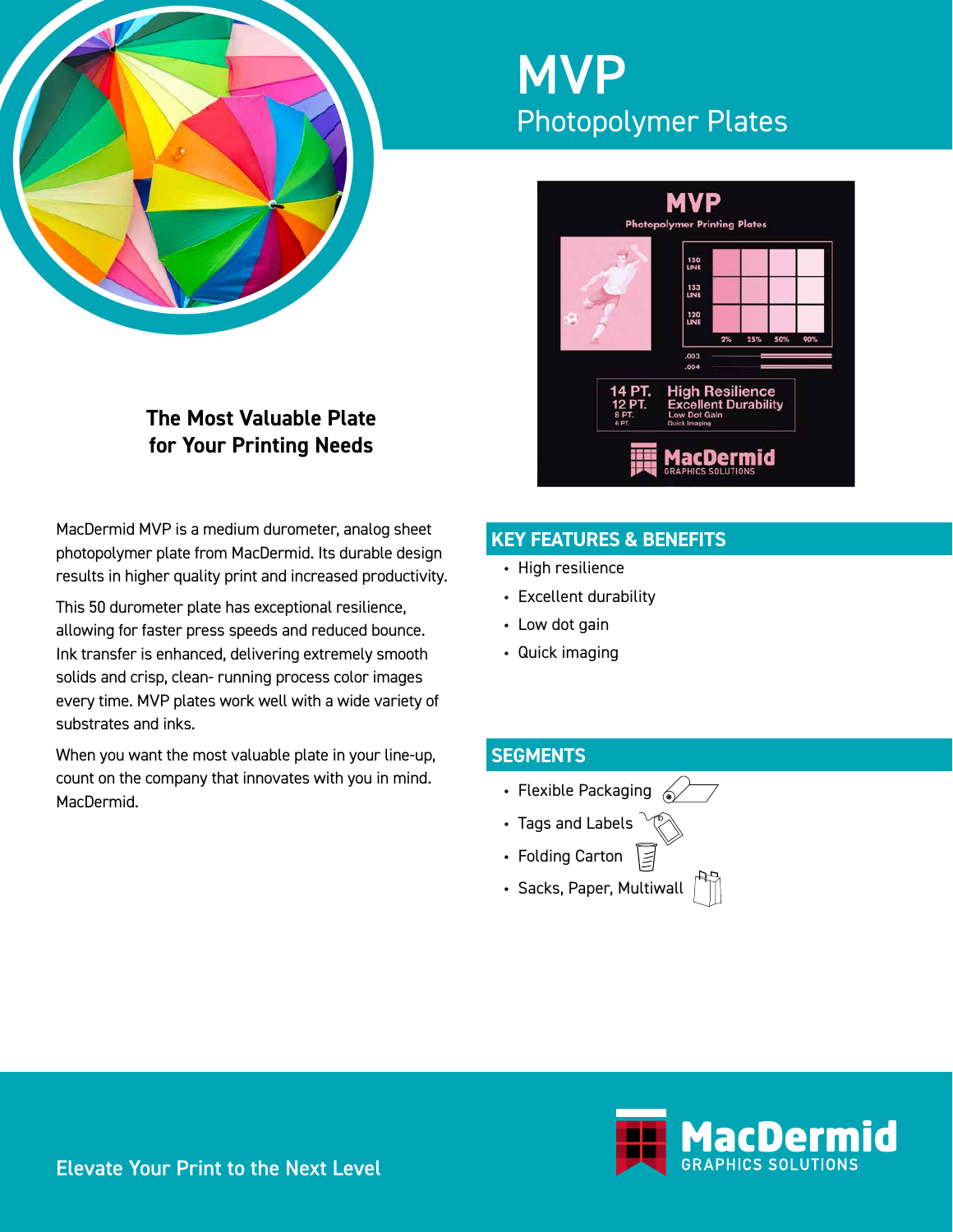# MVP

## Photopolymer Plates

### The Most Valuable Plate for Your Printing Needs

MacDermid MVP is a medium durometer, analog sheet photopolymer plate from MacDermid. Its durable design results in higher quality print and increased productivity.

This 50 durometer plate has exceptional resilience, allowing for faster press speeds and reduced bounce. Ink transfer is enhanced, delivering extremely smooth solids and crisp, clean- running process color images every time. MVP plates work well with a wide variety of substrates and inks.

When you want the most valuable plate in your line-up, count on the company that innovates with you in mind. MacDermid.

## KEY FEATURES & BENEFITS

- High resilience
- Excellent durability
- Low dot gain
- Quick imaging

## SEGMENTS

- Flexible Packaging
- Tags and Labels
- Folding Carton
- Sacks, Paper, Multiwall

Elevate Your Print to the Next Level

MacDermid GRAPHICS SOLUTIONS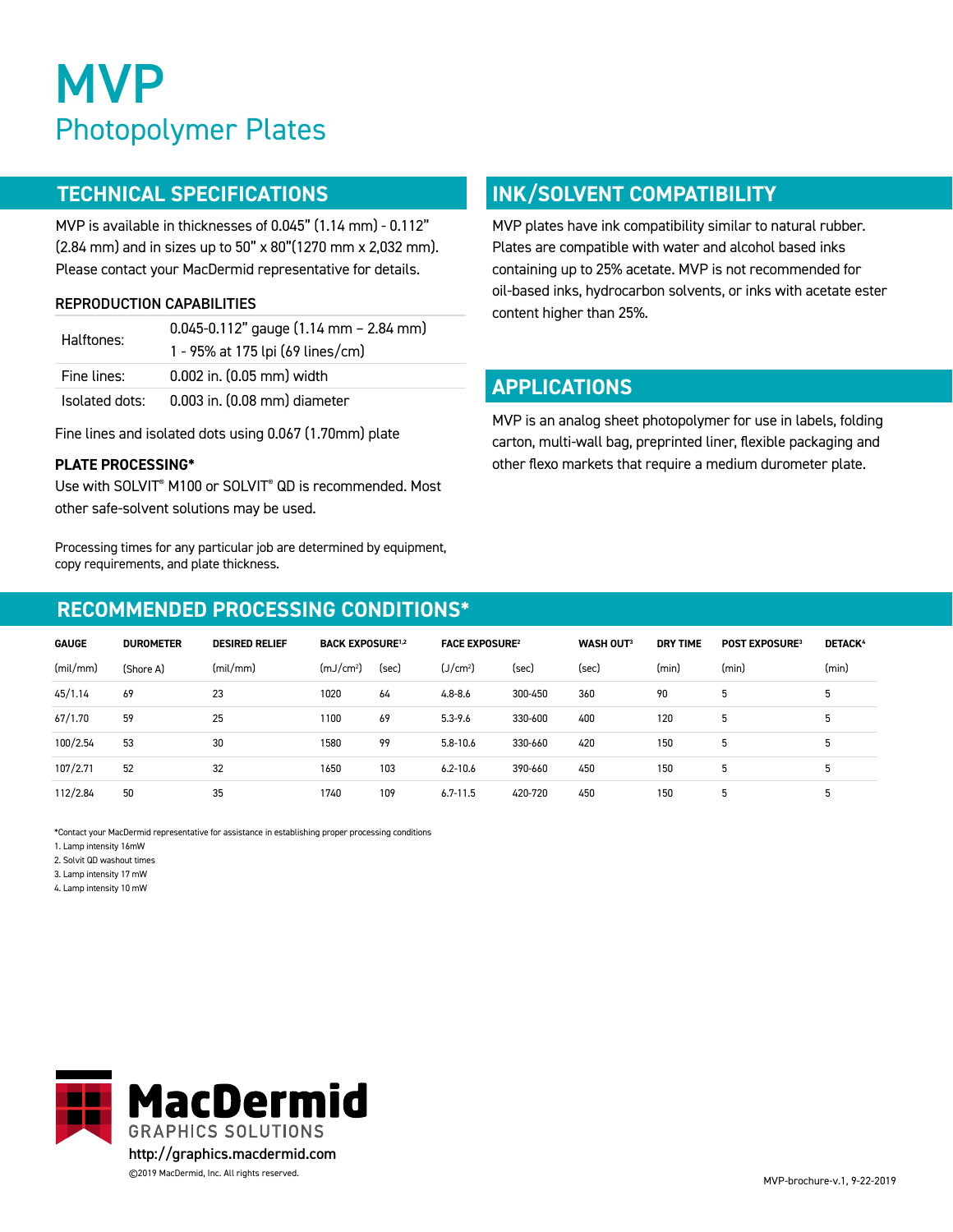# MVP

## Photopolymer Plates

## TECHNICAL SPECIFICATIONS

MVP is available in thicknesses of 0.045" (1.14 mm) - 0.112" (2.84 mm) and in sizes up to 50" x 80"(1270 mm x 2,032 mm). Please contact your MacDermid representative for details.

### REPRODUCTION CAPABILITIES

| | |
|---|---|
| Halftones: | 0.045-0.112" gauge (1.14 mm – 2.84 mm)<br>1 - 95% at 175 lpi (69 lines/cm) |
| Fine lines: | 0.002 in. (0.05 mm) width |
| Isolated dots: | 0.003 in. (0.08 mm) diameter |

Fine lines and isolated dots using 0.067 (1.70mm) plate

### PLATE PROCESSING*

Use with SOLVIT® M100 or SOLVIT® QD is recommended. Most other safe-solvent solutions may be used.

Processing times for any particular job are determined by equipment, copy requirements, and plate thickness.

## INK/SOLVENT COMPATIBILITY

MVP plates have ink compatibility similar to natural rubber. Plates are compatible with water and alcohol based inks containing up to 25% acetate. MVP is not recommended for oil-based inks, hydrocarbon solvents, or inks with acetate ester content higher than 25%.

## APPLICATIONS

MVP is an analog sheet photopolymer for use in labels, folding carton, multi-wall bag, preprinted liner, flexible packaging and other flexo markets that require a medium durometer plate.

## RECOMMENDED PROCESSING CONDITIONS*

| GAUGE | DUROMETER | DESIRED RELIEF | BACK EXPOSURE[1,2] | | FACE EXPOSURE[2] | | WASH OUT[3] | DRY TIME | POST EXPOSURE[3] | DETACK[4] |
|---|---|---|---|---|---|---|---|---|---|---|
| (mil/mm) | (Shore A) | (mil/mm) | (mJ/cm²) | (sec) | (J/cm²) | (sec) | (sec) | (min) | (min) | (min) |
| 45/1.14 | 69 | 23 | 1020 | 64 | 4.8-8.6 | 300-450 | 360 | 90 | 5 | 5 |
| 67/1.70 | 59 | 25 | 1100 | 69 | 5.3-9.6 | 330-600 | 400 | 120 | 5 | 5 |
| 100/2.54 | 53 | 30 | 1580 | 99 | 5.8-10.6 | 330-660 | 420 | 150 | 5 | 5 |
| 107/2.71 | 52 | 32 | 1650 | 103 | 6.2-10.6 | 390-660 | 450 | 150 | 5 | 5 |
| 112/2.84 | 50 | 35 | 1740 | 109 | 6.7-11.5 | 420-720 | 450 | 150 | 5 | 5 |

*Contact your MacDermid representative for assistance in establishing proper processing conditions

1. Lamp intensity 16mW
2. Solvit QD washout times
3. Lamp intensity 17 mW
4. Lamp intensity 10 mW

MacDermid GRAPHICS SOLUTIONS

http://graphics.macdermid.com

©2019 MacDermid, Inc. All rights reserved.

MVP-brochure-v.1, 9-22-2019